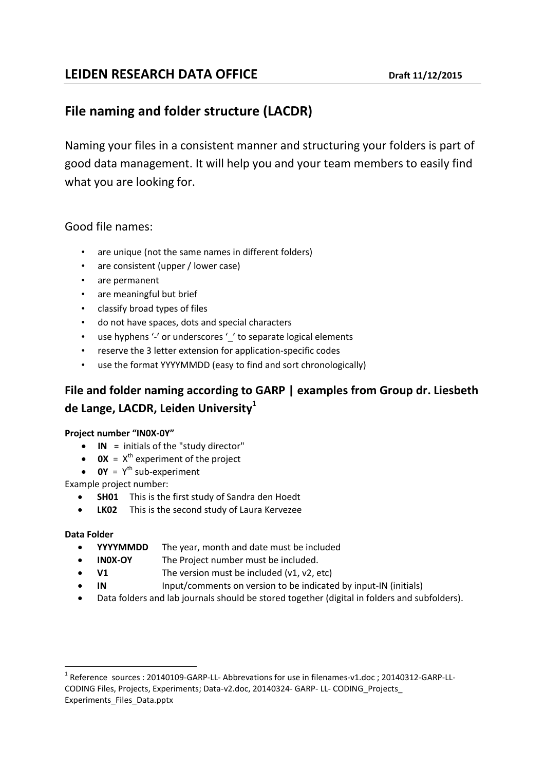# LEIDEN RESEARCH DATA OFFICE

**Draft 11/12/2015**

## File naming and folder structure (LACDR)

Naming your files in a consistent manner and structuring your folders is part of good data management. It will help you and your team members to easily find what you are looking for.

Good file names:

- are unique (not the same names in different folders)
- are consistent (upper / lower case)
- are permanent
- are meaningful but brief
- classify broad types of files
- do not have spaces, dots and special characters
- use hyphens '-' or underscores '_' to separate logical elements
- reserve the 3 letter extension for application-specific codes
- use the format YYYYMMDD (easy to find and sort chronologically)

## File and folder naming according to GARP | examples from Group dr. Liesbeth de Lange, LACDR, Leiden University[1]

**Project number "IN0X-0Y"**

- **IN** = initials of the "study director"
- **0X** = X[th] experiment of the project
- **0Y** = Y[th] sub-experiment

Example project number:

- **SH01** This is the first study of Sandra den Hoedt
- **LK02** This is the second study of Laura Kervezee

**Data Folder**

- **YYYYMMDD** The year, month and date must be included
- **IN0X-OY** The Project number must be included.
- **V1** The version must be included (v1, v2, etc)
- **IN** Input/comments on version to be indicated by input-IN (initials)
- Data folders and lab journals should be stored together (digital in folders and subfolders).

[1] Reference sources : 20140109-GARP-LL- Abbrevations for use in filenames-v1.doc ; 20140312-GARP-LL-CODING Files, Projects, Experiments; Data-v2.doc, 20140324- GARP- LL- CODING_Projects_ Experiments_Files_Data.pptx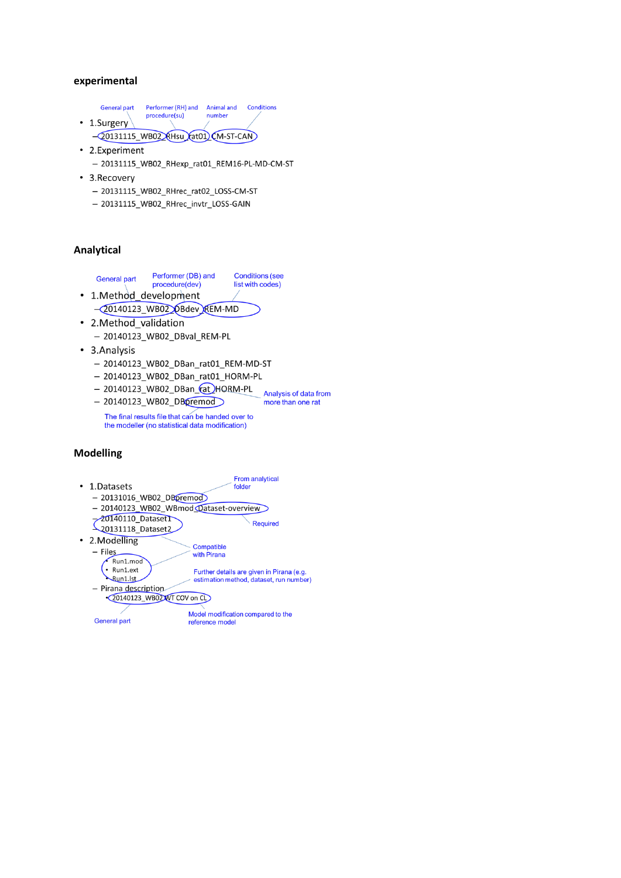## experimental

- 1.Surgery
  - 20131115_WB02_RHsu_rat01_CM-ST-CAN

  (General part: 20131115_WB02; Performer (RH) and procedure(su): RHsu; Animal and number: rat01; Conditions: CM-ST-CAN)
- 2.Experiment
  - 20131115_WB02_RHexp_rat01_REM16-PL-MD-CM-ST
- 3.Recovery
  - 20131115_WB02_RHrec_rat02_LOSS-CM-ST
  - 20131115_WB02_RHrec_invtr_LOSS-GAIN

## Analytical

- 1.Method_development
  - 20140123_WB02_DBdev_REM-MD

  (General part: 20140123_WB02; Performer (DB) and procedure(dev): DBdev; Conditions (see list with codes): REM-MD)
- 2.Method_validation
  - 20140123_WB02_DBval_REM-PL
- 3.Analysis
  - 20140123_WB02_DBan_rat01_REM-MD-ST
  - 20140123_WB02_DBan_rat01_HORM-PL
  - 20140123_WB02_DBan_rat_HORM-PL (rat: Analysis of data from more than one rat)
  - 20140123_WB02_DBpremod (premod: The final results file that can be handed over to the modeller (no statistical data modification))

## Modelling

- 1.Datasets
  - 20131016_WB02_DBpremod (premod: From analytical folder)
  - 20140123_WB02_WBmod_Dataset-overview (Dataset-overview: Required)
  - 20140110_Dataset1
  - 20131118_Dataset2

  (20140110_Dataset1, 20131118_Dataset2: Compatible with Pirana)
- 2.Modelling
  - Files
    - Run1.mod
    - Run1.ext
    - Run1.lst

    (Run1.mod, Run1.ext, Run1.lst: Compatible with Pirana)
  - Pirana description (Further details are given in Pirana (e.g. estimation method, dataset, run number))
    - 20140123_WB02_WT COV on CL

    (General part: 20140123_WB02; Model modification compared to the reference model: WT COV on CL)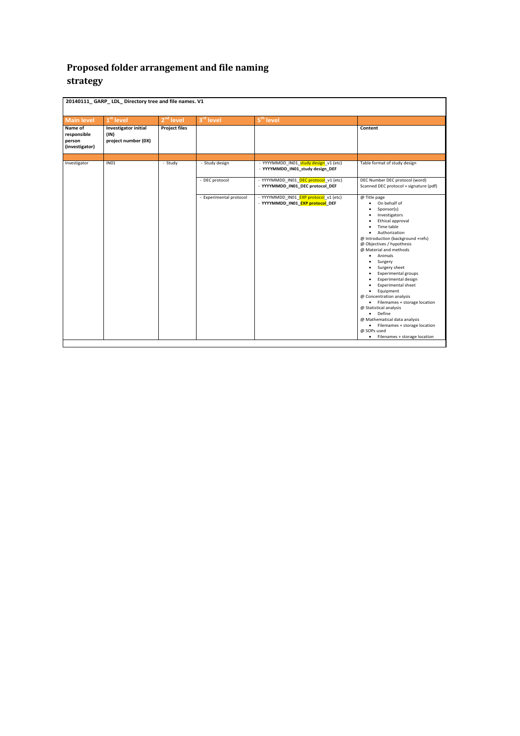# Proposed folder arrangement and file naming strategy

**20140111_ GARP_ LDL_ Directory tree and file names. V1**

| Main level | 1st level | 2nd level | 3rd level | 5th level | |
|---|---|---|---|---|---|
| **Name of responsible person (investigator)** | **Investigator initial (IN) project number (0X)** | **Project files** | | | **Content** |
| | | | | | |
| Investigator | IN01 | - Study | - Study design | - YYYYMMDD_IN01_study design_v1 (etc)<br>- **YYYYMMDD_IN01_study design_DEF** | Table format of study design |
| | | | - DEC protocol | - YYYYMMDD_IN01_DEC protocol_v1 (etc)<br>- **YYYYMMDD_IN01_DEC protocol_DEF** | DEC Number DEC protocol (word)<br>Scanned DEC protocol + signature (pdf) |
| | | | - Experimental protocol | - YYYYMMDD_IN01_EXP protocol_v1 (etc)<br>- **YYYYMMDD_IN01_EXP protocol_DEF** | @ Title page<br>• On behalf of<br>• Sponsor(s)<br>• Investigators<br>• Ethical approval<br>• Time table<br>• Authorization<br>@ Introduction (background +refs)<br>@ Objectives / hypothesis<br>@ Material and methods<br>• Animals<br>• Surgery<br>• Surgery sheet<br>• Experimental groups<br>• Experimental design<br>• Experimental sheet<br>• Equipment<br>@ Concentration analysis<br>• Filemames + storage location<br>@ Statistical analysis<br>• Define<br>@ Mathematical data analysis<br>• Filemames + storage location<br>@ SOPs used<br>• Filenames + storage location |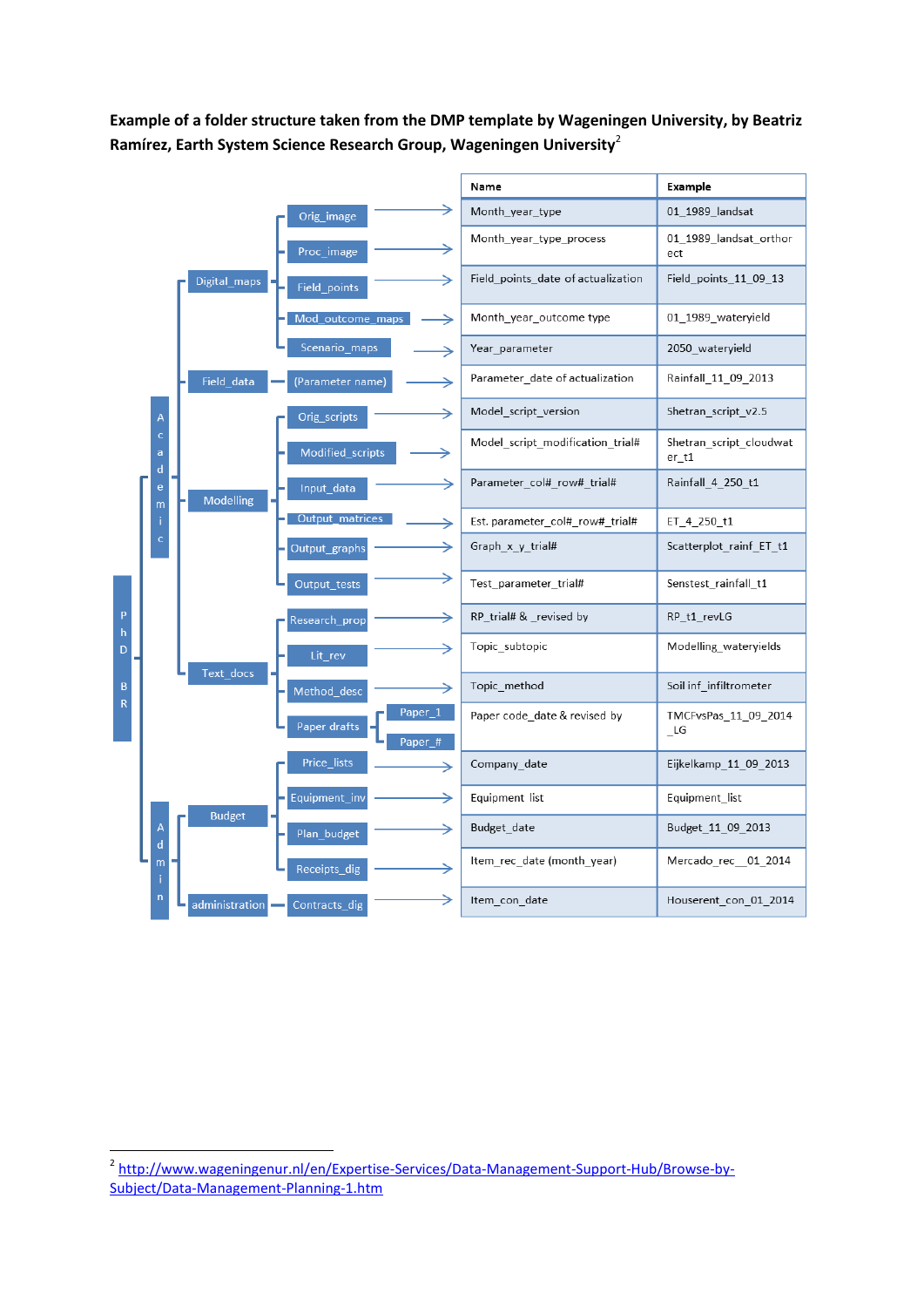**Example of a folder structure taken from the DMP template by Wageningen University, by Beatriz Ramírez, Earth System Science Research Group, Wageningen University[2]**

PhD BR

Academic

Digital_maps

Orig_image

Proc_image

Field_points

Mod_outcome_maps

Scenario_maps

Field_data

(Parameter name)

Modelling

Orig_scripts

Modified_scripts

Input_data

Output_matrices

Output_graphs

Output_tests

Text_docs

Research_prop

Lit_rev

Method_desc

Paper drafts

Paper_1

Paper_#

Admin

Budget

Price_lists

Equipment_inv

Plan_budget

Receipts_dig

administration

Contracts_dig

| Name | Example |
|---|---|
| Month_year_type | 01_1989_landsat |
| Month_year_type_process | 01_1989_landsat_orthorect |
| Field_points_date of actualization | Field_points_11_09_13 |
| Month_year_outcome type | 01_1989_wateryield |
| Year_parameter | 2050_wateryield |
| Parameter_date of actualization | Rainfall_11_09_2013 |
| Model_script_version | Shetran_script_v2.5 |
| Model_script_modification_trial# | Shetran_script_cloudwater_t1 |
| Parameter_col#_row#_trial# | Rainfall_4_250_t1 |
| Est. parameter_col#_row#_trial# | ET_4_250_t1 |
| Graph_x_y_trial# | Scatterplot_rainf_ET_t1 |
| Test_parameter_trial# | Senstest_rainfall_t1 |
| RP_trial# & _revised by | RP_t1_revLG |
| Topic_subtopic | Modelling_wateryields |
| Topic_method | Soil inf_infiltrometer |
| Paper code_date & revised by | TMCFvsPas_11_09_2014_LG |
| Company_date | Eijkelkamp_11_09_2013 |
| Equipment list | Equipment_list |
| Budget_date | Budget_11_09_2013 |
| Item_rec_date (month_year) | Mercado_rec__01_2014 |
| Item_con_date | Houserent_con_01_2014 |

---

[2] http://www.wageningenur.nl/en/Expertise-Services/Data-Management-Support-Hub/Browse-by-Subject/Data-Management-Planning-1.htm